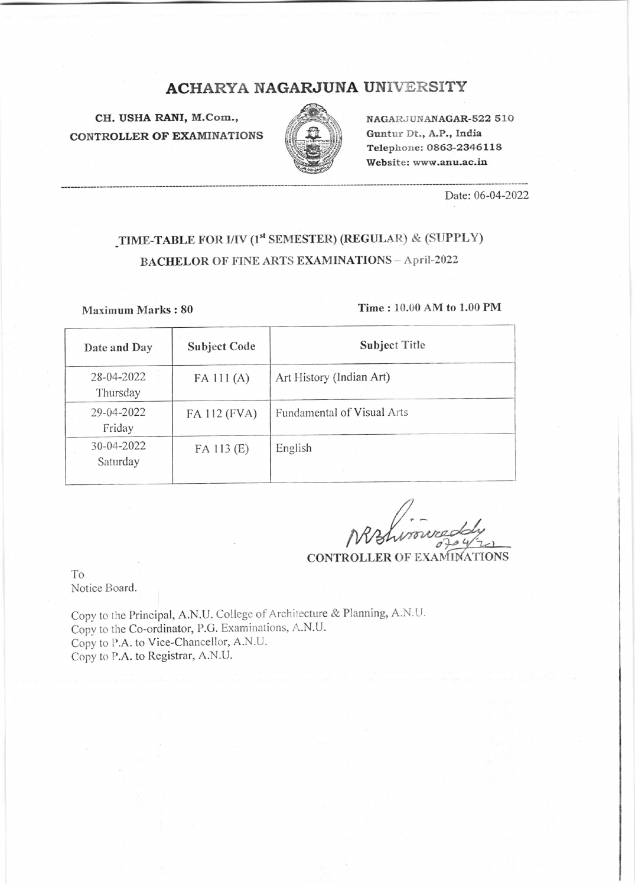# ACHARYA NAGARJUNA UNIVERSITY

**CH. USHA RANI, M.Com.,**
**CONTROLLER OF EXAMINATIONS**

NAGARJUNANAGAR-522 510
Guntur Dt., A.P., India
Telephone: 0863-2346118
Website: www.anu.ac.in

Date: 06-04-2022

## TIME-TABLE FOR I/IV (1st SEMESTER) (REGULAR) & (SUPPLY)
## BACHELOR OF FINE ARTS EXAMINATIONS – April-2022

**Maximum Marks : 80** **Time : 10.00 AM to 1.00 PM**

| Date and Day | Subject Code | Subject Title |
|---|---|---|
| 28-04-2022 Thursday | FA 111 (A) | Art History (Indian Art) |
| 29-04-2022 Friday | FA 112 (FVA) | Fundamental of Visual Arts |
| 30-04-2022 Saturday | FA 113 (E) | English |

07/04/22

**CONTROLLER OF EXAMINATIONS**

To
Notice Board.

Copy to the Principal, A.N.U. College of Architecture & Planning, A.N.U.
Copy to the Co-ordinator, P.G. Examinations, A.N.U.
Copy to P.A. to Vice-Chancellor, A.N.U.
Copy to P.A. to Registrar, A.N.U.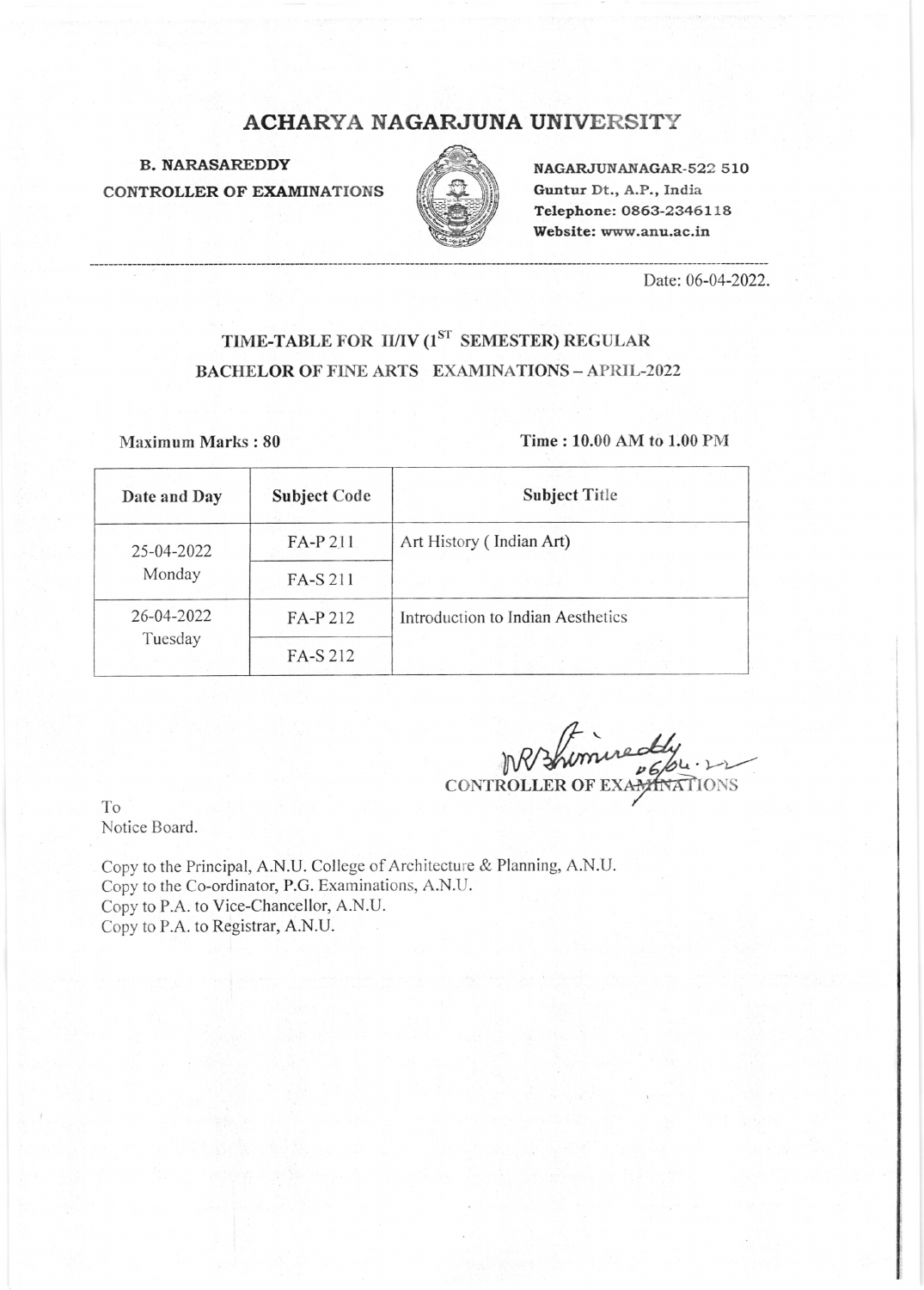# ACHARYA NAGARJUNA UNIVERSITY

**B. NARASAREDDY**
**CONTROLLER OF EXAMINATIONS**

**NAGARJUNANAGAR-522 510**
**Guntur Dt., A.P., India**
**Telephone: 0863-2346118**
**Website: www.anu.ac.in**

Date: 06-04-2022.

## TIME-TABLE FOR II/IV (1ST SEMESTER) REGULAR BACHELOR OF FINE ARTS EXAMINATIONS – APRIL-2022

**Maximum Marks : 80** **Time : 10.00 AM to 1.00 PM**

| Date and Day | Subject Code | Subject Title |
|---|---|---|
| 25-04-2022 Monday | FA-P 211 | Art History ( Indian Art) |
| | FA-S 211 | |
| 26-04-2022 Tuesday | FA-P 212 | Introduction to Indian Aesthetics |
| | FA-S 212 | |

CONTROLLER OF EXAMINATIONS

To
Notice Board.

Copy to the Principal, A.N.U. College of Architecture & Planning, A.N.U.
Copy to the Co-ordinator, P.G. Examinations, A.N.U.
Copy to P.A. to Vice-Chancellor, A.N.U.
Copy to P.A. to Registrar, A.N.U.